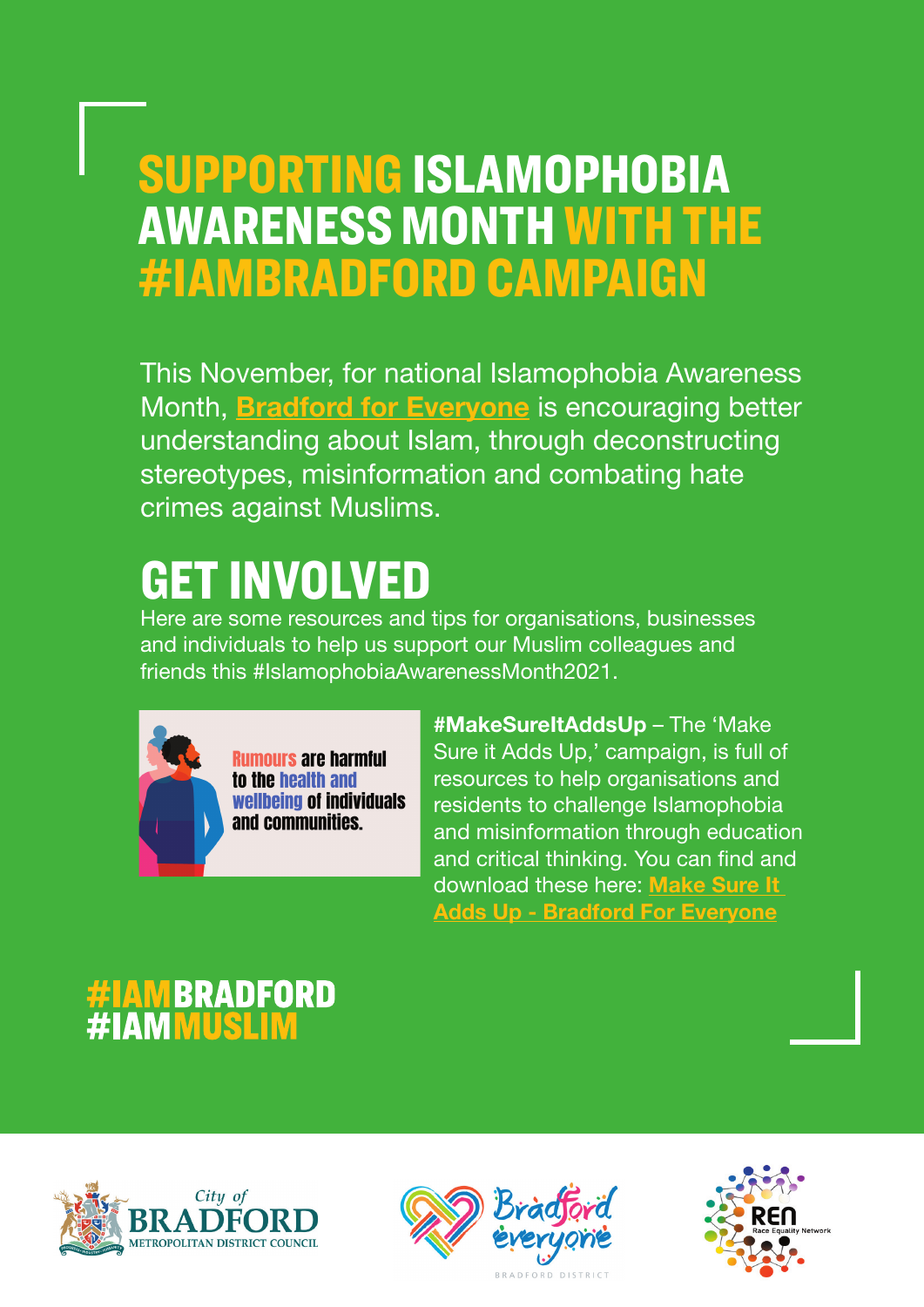# SUPPORTING ISLAMOPHOBIA AWARENESS MONTH WITH THE #IAMBRADFORD CAMPAIGN

This November, for national Islamophobia Awareness Month, Bradford for Everyone is encouraging better understanding about Islam, through deconstructing stereotypes, misinformation and combating hate crimes against Muslims.

## GET INVOLVED

Here are some resources and tips for organisations, businesses and individuals to help us support our Muslim colleagues and friends this #IslamophobiaAwarenessMonth2021.

Rumours are harmful to the health and wellbeing of individuals and communities.

**#MakeSureItAddsUp** – The 'Make Sure it Adds Up,' campaign, is full of resources to help organisations and residents to challenge Islamophobia and misinformation through education and critical thinking. You can find and download these here: Make Sure It Adds Up - Bradford For Everyone

**#IAMBRADFORD**
**#IAMMUSLIM**

City of Bradford Metropolitan District Council

Bradford for everyone – Bradford District

REN Race Equality Network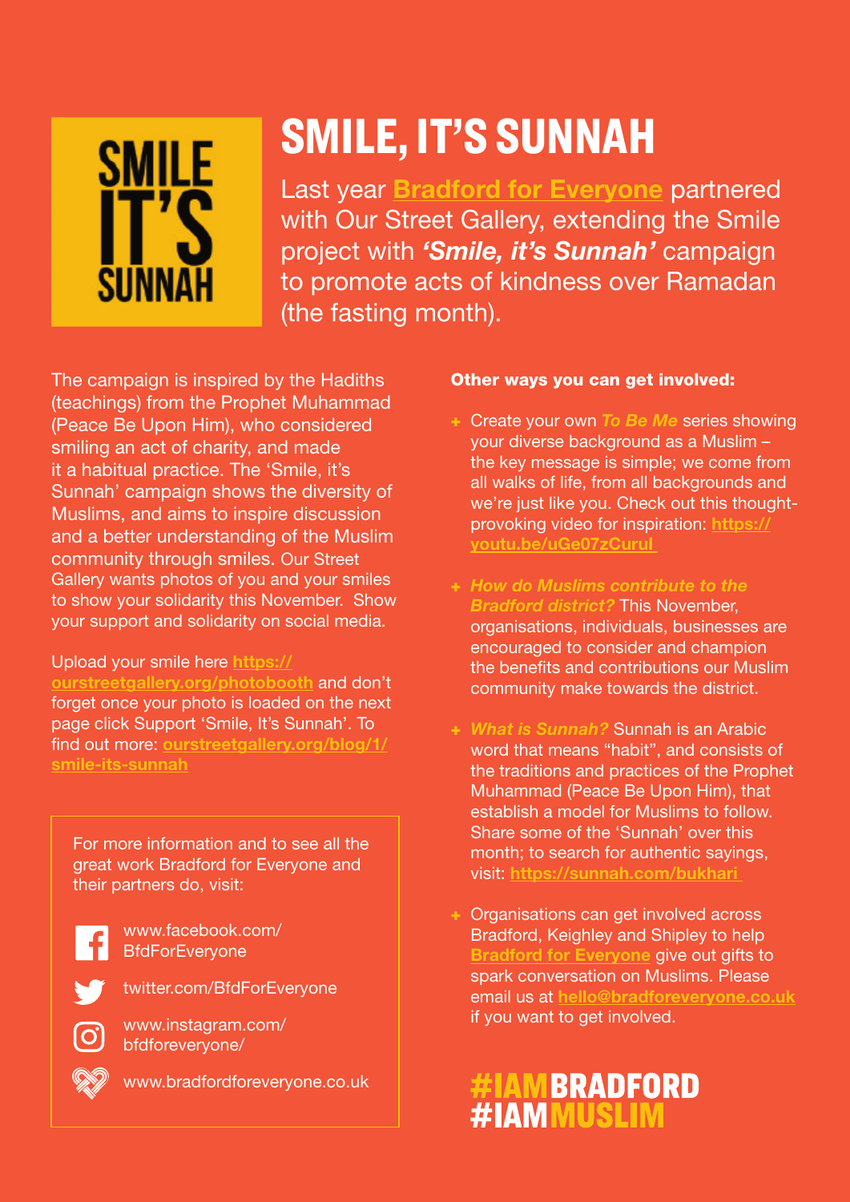# SMILE, IT'S SUNNAH

Last year **Bradford for Everyone** partnered with Our Street Gallery, extending the Smile project with ***'Smile, it's Sunnah'*** campaign to promote acts of kindness over Ramadan (the fasting month).

The campaign is inspired by the Hadiths (teachings) from the Prophet Muhammad (Peace Be Upon Him), who considered smiling an act of charity, and made it a habitual practice. The 'Smile, it's Sunnah' campaign shows the diversity of Muslims, and aims to inspire discussion and a better understanding of the Muslim community through smiles. Our Street Gallery wants photos of you and your smiles to show your solidarity this November. Show your support and solidarity on social media.

Upload your smile here **https://ourstreetgallery.org/photobooth** and don't forget once your photo is loaded on the next page click Support 'Smile, It's Sunnah'. To find out more: **ourstreetgallery.org/blog/1/smile-its-sunnah**

For more information and to see all the great work Bradford for Everyone and their partners do, visit:

- www.facebook.com/BfdForEveryone
- twitter.com/BfdForEveryone
- www.instagram.com/bfdforeveryone/
- www.bradfordforeveryone.co.uk

**Other ways you can get involved:**

- Create your own ***To Be Me*** series showing your diverse background as a Muslim – the key message is simple; we come from all walks of life, from all backgrounds and we're just like you. Check out this thought-provoking video for inspiration: **https://youtu.be/uGe07zCurul**
- ***How do Muslims contribute to the Bradford district?*** This November, organisations, individuals, businesses are encouraged to consider and champion the benefits and contributions our Muslim community make towards the district.
- ***What is Sunnah?*** Sunnah is an Arabic word that means "habit", and consists of the traditions and practices of the Prophet Muhammad (Peace Be Upon Him), that establish a model for Muslims to follow. Share some of the 'Sunnah' over this month; to search for authentic sayings, visit: **https://sunnah.com/bukhari**
- Organisations can get involved across Bradford, Keighley and Shipley to help **Bradford for Everyone** give out gifts to spark conversation on Muslims. Please email us at **hello@bradforeveryone.co.uk** if you want to get involved.

**#IAMBRADFORD**
**#IAMMUSLIM**